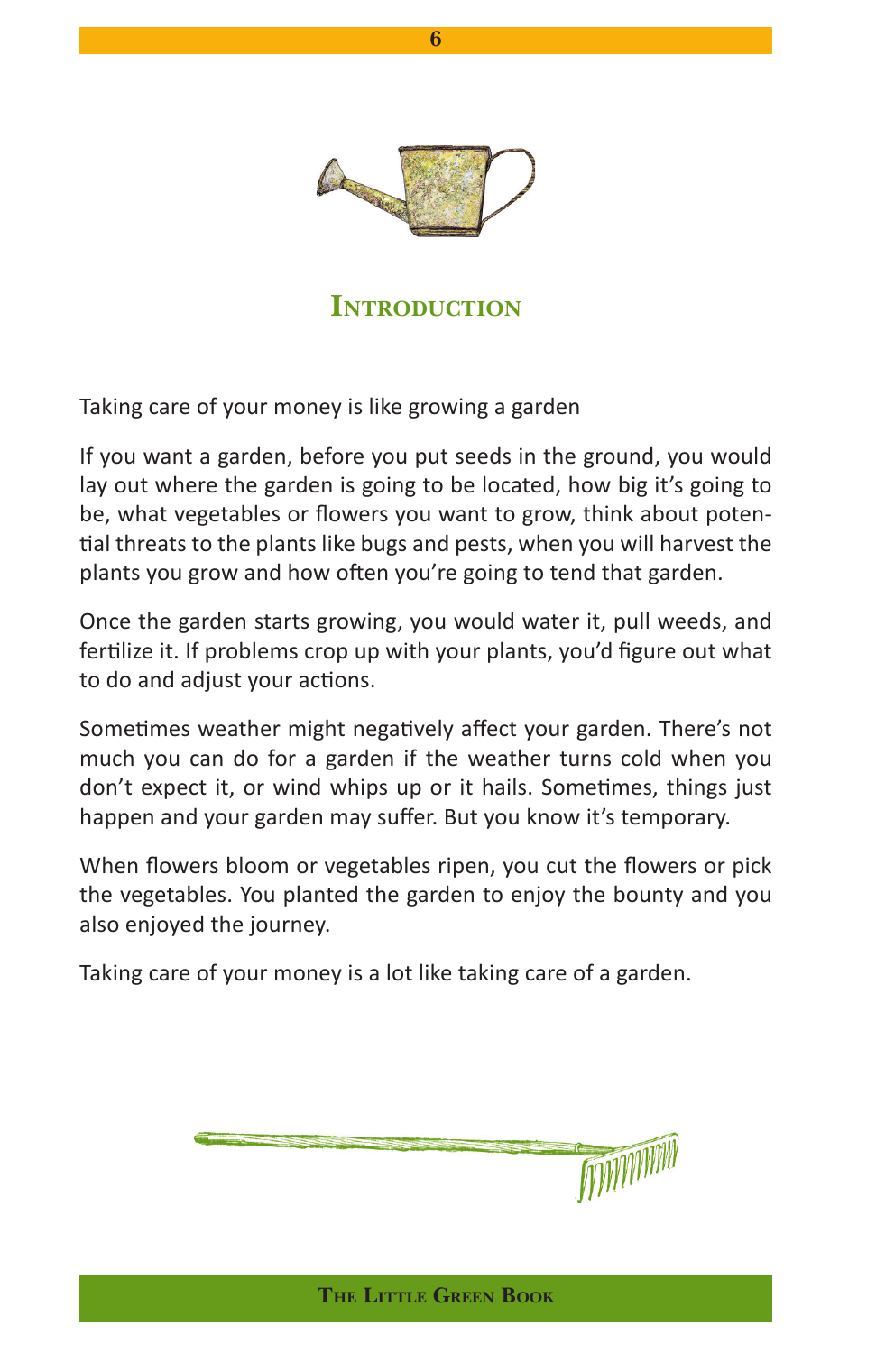# Introduction

Taking care of your money is like growing a garden

If you want a garden, before you put seeds in the ground, you would lay out where the garden is going to be located, how big it's going to be, what vegetables or flowers you want to grow, think about potential threats to the plants like bugs and pests, when you will harvest the plants you grow and how often you're going to tend that garden.

Once the garden starts growing, you would water it, pull weeds, and fertilize it. If problems crop up with your plants, you'd figure out what to do and adjust your actions.

Sometimes weather might negatively affect your garden. There's not much you can do for a garden if the weather turns cold when you don't expect it, or wind whips up or it hails. Sometimes, things just happen and your garden may suffer. But you know it's temporary.

When flowers bloom or vegetables ripen, you cut the flowers or pick the vegetables. You planted the garden to enjoy the bounty and you also enjoyed the journey.

Taking care of your money is a lot like taking care of a garden.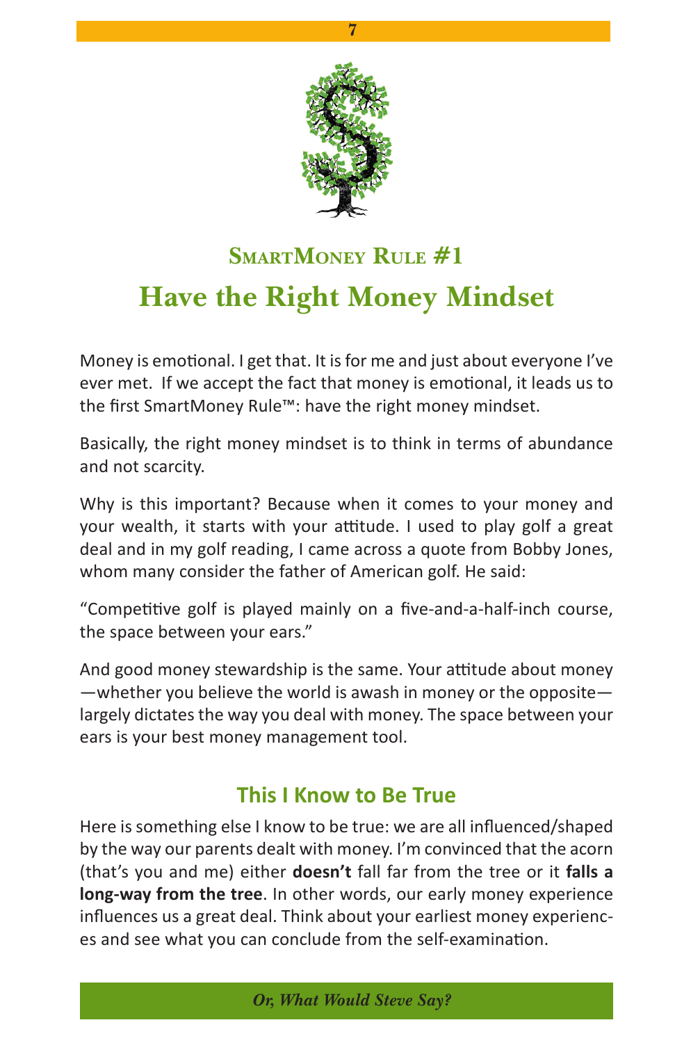## SmartMoney Rule #1

# Have the Right Money Mindset

Money is emotional. I get that. It is for me and just about everyone I've ever met. If we accept the fact that money is emotional, it leads us to the first SmartMoney Rule™: have the right money mindset.

Basically, the right money mindset is to think in terms of abundance and not scarcity.

Why is this important? Because when it comes to your money and your wealth, it starts with your attitude. I used to play golf a great deal and in my golf reading, I came across a quote from Bobby Jones, whom many consider the father of American golf. He said:

"Competitive golf is played mainly on a five-and-a-half-inch course, the space between your ears."

And good money stewardship is the same. Your attitude about money —whether you believe the world is awash in money or the opposite— largely dictates the way you deal with money. The space between your ears is your best money management tool.

### This I Know to Be True

Here is something else I know to be true: we are all influenced/shaped by the way our parents dealt with money. I'm convinced that the acorn (that's you and me) either **doesn't** fall far from the tree or it **falls a long-way from the tree**. In other words, our early money experience influences us a great deal. Think about your earliest money experiences and see what you can conclude from the self-examination.